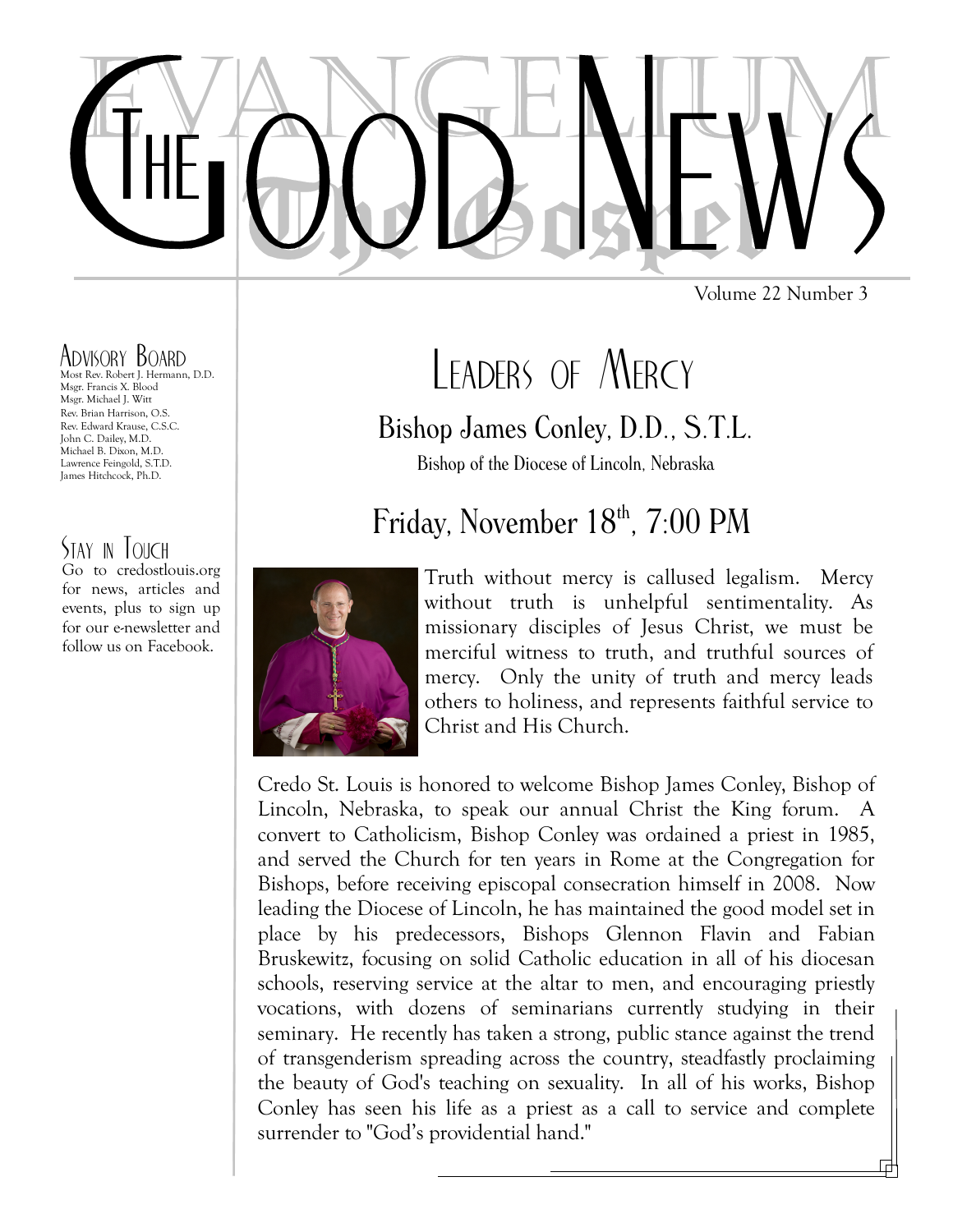# The Good News

EVANGELIUM — The Gospel

Volume 22 Number 3

## Advisory Board

Most Rev. Robert J. Hermann, D.D.
Msgr. Francis X. Blood
Msgr. Michael J. Witt
Rev. Brian Harrison, O.S.
Rev. Edward Krause, C.S.C.
John C. Dailey, M.D.
Michael B. Dixon, M.D.
Lawrence Feingold, S.T.D.
James Hitchcock, Ph.D.

## Stay in Touch

Go to credostlouis.org for news, articles and events, plus to sign up for our e-newsletter and follow us on Facebook.

# Leaders of Mercy

## Bishop James Conley, D.D., S.T.L.

Bishop of the Diocese of Lincoln, Nebraska

## Friday, November 18th, 7:00 PM

Truth without mercy is callused legalism. Mercy without truth is unhelpful sentimentality. As missionary disciples of Jesus Christ, we must be merciful witness to truth, and truthful sources of mercy. Only the unity of truth and mercy leads others to holiness, and represents faithful service to Christ and His Church.

Credo St. Louis is honored to welcome Bishop James Conley, Bishop of Lincoln, Nebraska, to speak our annual Christ the King forum. A convert to Catholicism, Bishop Conley was ordained a priest in 1985, and served the Church for ten years in Rome at the Congregation for Bishops, before receiving episcopal consecration himself in 2008. Now leading the Diocese of Lincoln, he has maintained the good model set in place by his predecessors, Bishops Glennon Flavin and Fabian Bruskewitz, focusing on solid Catholic education in all of his diocesan schools, reserving service at the altar to men, and encouraging priestly vocations, with dozens of seminarians currently studying in their seminary. He recently has taken a strong, public stance against the trend of transgenderism spreading across the country, steadfastly proclaiming the beauty of God's teaching on sexuality. In all of his works, Bishop Conley has seen his life as a priest as a call to service and complete surrender to "God's providential hand."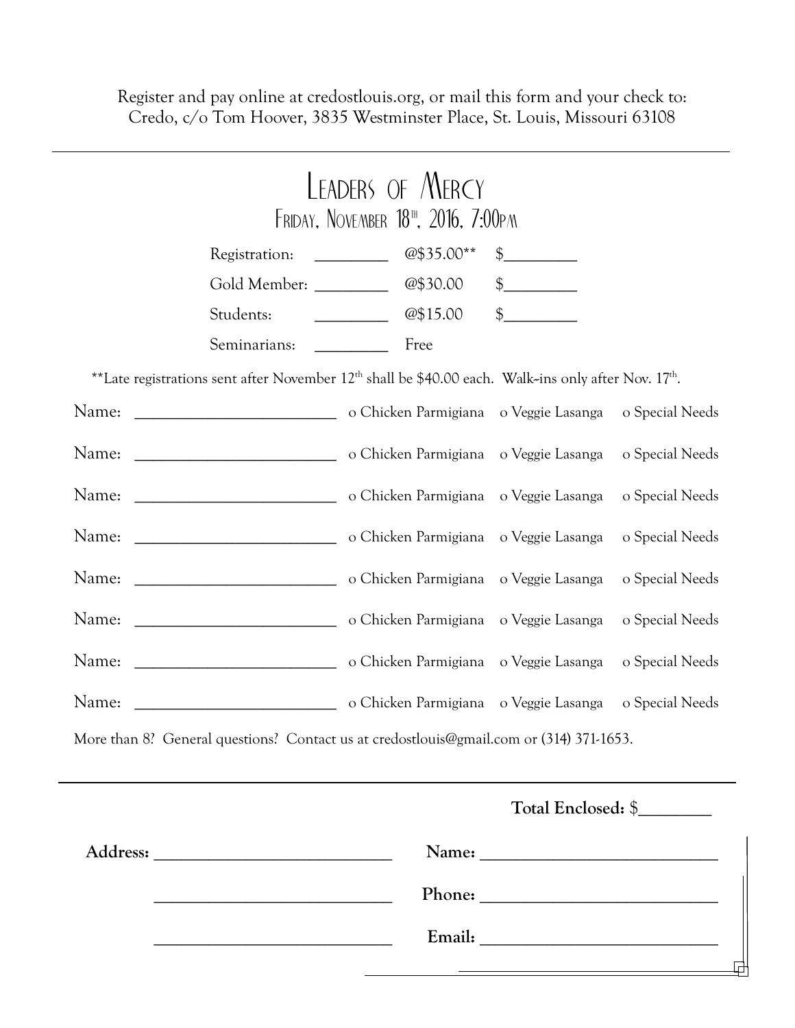Register and pay online at credostlouis.org, or mail this form and your check to:
Credo, c/o Tom Hoover, 3835 Westminster Place, St. Louis, Missouri 63108

---

# Leaders of Mercy

## Friday, November 18th, 2016, 7:00pm

| | | | |
|---|---|---|---|
| Registration: | _________ | @$35.00** | $_________ |
| Gold Member: | _________ | @$30.00 | $_________ |
| Students: | _________ | @$15.00 | $_________ |
| Seminarians: | _________ | Free | |

**Late registrations sent after November 12th shall be $40.00 each. Walk-ins only after Nov. 17th.

Name: _________________________ o Chicken Parmigiana o Veggie Lasanga o Special Needs

Name: _________________________ o Chicken Parmigiana o Veggie Lasanga o Special Needs

Name: _________________________ o Chicken Parmigiana o Veggie Lasanga o Special Needs

Name: _________________________ o Chicken Parmigiana o Veggie Lasanga o Special Needs

Name: _________________________ o Chicken Parmigiana o Veggie Lasanga o Special Needs

Name: _________________________ o Chicken Parmigiana o Veggie Lasanga o Special Needs

Name: _________________________ o Chicken Parmigiana o Veggie Lasanga o Special Needs

Name: _________________________ o Chicken Parmigiana o Veggie Lasanga o Special Needs

More than 8? General questions? Contact us at credostlouis@gmail.com or (314) 371-1653.

---

**Total Enclosed:** $_________

**Address:** ____________________________

____________________________

____________________________

**Name:** ____________________________

**Phone:** ____________________________

**Email:** ____________________________